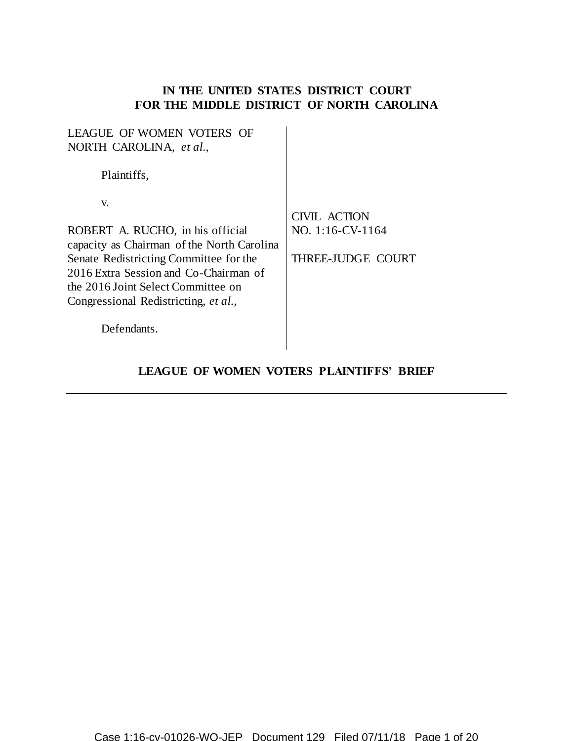**IN THE UNITED STATES DISTRICT COURT**
**FOR THE MIDDLE DISTRICT OF NORTH CAROLINA**

| | |
|---|---|
| LEAGUE OF WOMEN VOTERS OF NORTH CAROLINA, *et al.*,<br><br>Plaintiffs,<br><br>v.<br><br>ROBERT A. RUCHO, in his official capacity as Chairman of the North Carolina Senate Redistricting Committee for the 2016 Extra Session and Co-Chairman of the 2016 Joint Select Committee on Congressional Redistricting, *et al.*,<br><br>Defendants. | CIVIL ACTION<br>NO. 1:16-CV-1164<br><br>THREE-JUDGE COURT |

**LEAGUE OF WOMEN VOTERS PLAINTIFFS' BRIEF**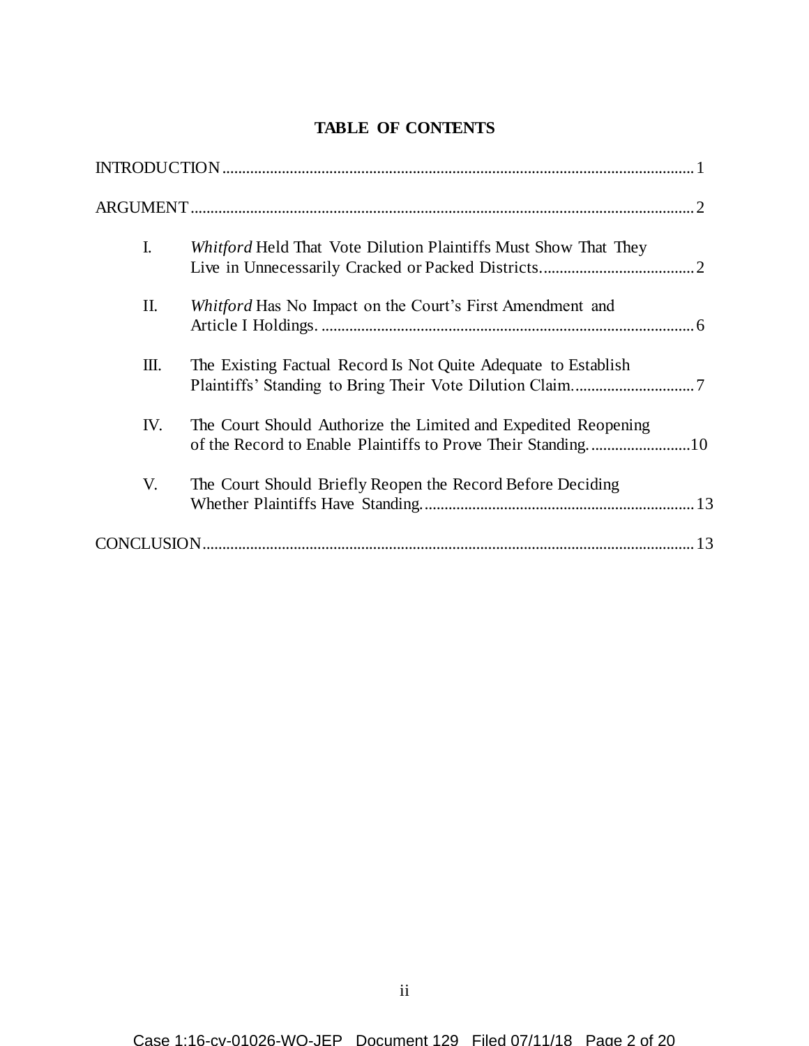# TABLE OF CONTENTS

INTRODUCTION ..................................................................................................... 1

ARGUMENT ........................................................................................................... 2

I. *Whitford* Held That Vote Dilution Plaintiffs Must Show That They Live in Unnecessarily Cracked or Packed Districts. ...................................... 2

II. *Whitford* Has No Impact on the Court's First Amendment and Article I Holdings. ............................................................................................ 6

III. The Existing Factual Record Is Not Quite Adequate to Establish Plaintiffs' Standing to Bring Their Vote Dilution Claim. .............................. 7

IV. The Court Should Authorize the Limited and Expedited Reopening of the Record to Enable Plaintiffs to Prove Their Standing. ......................... 10

V. The Court Should Briefly Reopen the Record Before Deciding Whether Plaintiffs Have Standing. ................................................................... 13

CONCLUSION ........................................................................................................ 13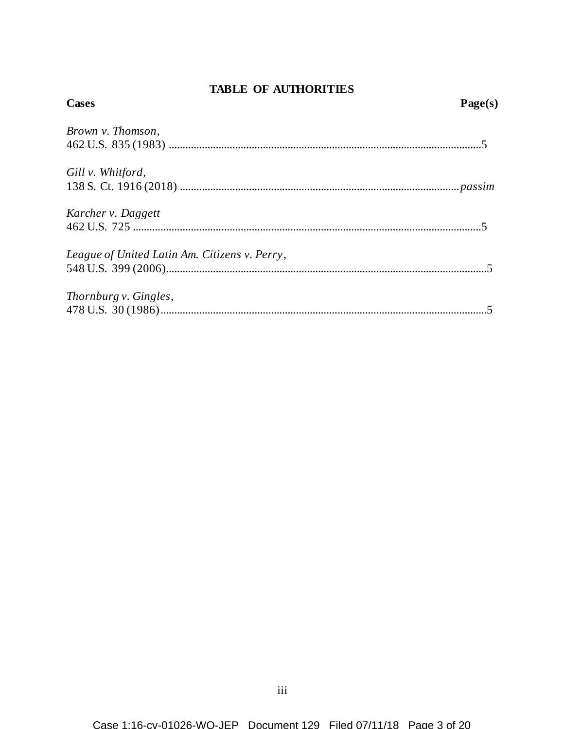## TABLE OF AUTHORITIES

**Cases** **Page(s)**

*Brown v. Thomson*,
462 U.S. 835 (1983) ....................................................................................................5

*Gill v. Whitford*,
138 S. Ct. 1916 (2018) ....................................................................................*passim*

*Karcher v. Daggett*
462 U.S. 725 ..............................................................................................................5

*League of United Latin Am. Citizens v. Perry*,
548 U.S. 399 (2006)....................................................................................................5

*Thornburg v. Gingles*,
478 U.S. 30 (1986)......................................................................................................5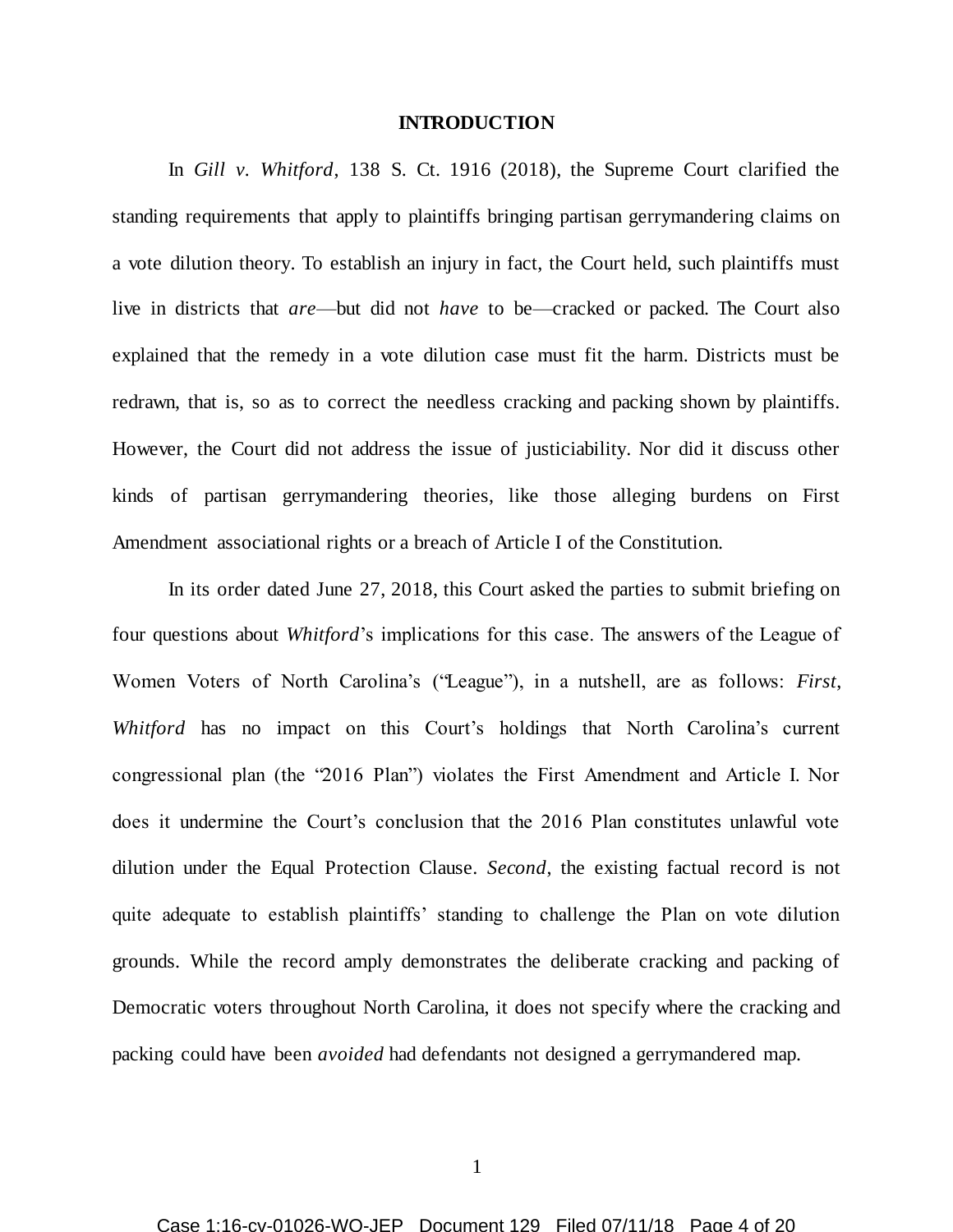# INTRODUCTION

In *Gill v. Whitford*, 138 S. Ct. 1916 (2018), the Supreme Court clarified the standing requirements that apply to plaintiffs bringing partisan gerrymandering claims on a vote dilution theory. To establish an injury in fact, the Court held, such plaintiffs must live in districts that *are*—but did not *have* to be—cracked or packed. The Court also explained that the remedy in a vote dilution case must fit the harm. Districts must be redrawn, that is, so as to correct the needless cracking and packing shown by plaintiffs. However, the Court did not address the issue of justiciability. Nor did it discuss other kinds of partisan gerrymandering theories, like those alleging burdens on First Amendment associational rights or a breach of Article I of the Constitution.

In its order dated June 27, 2018, this Court asked the parties to submit briefing on four questions about *Whitford*'s implications for this case. The answers of the League of Women Voters of North Carolina's ("League"), in a nutshell, are as follows: *First*, *Whitford* has no impact on this Court's holdings that North Carolina's current congressional plan (the "2016 Plan") violates the First Amendment and Article I. Nor does it undermine the Court's conclusion that the 2016 Plan constitutes unlawful vote dilution under the Equal Protection Clause. *Second*, the existing factual record is not quite adequate to establish plaintiffs' standing to challenge the Plan on vote dilution grounds. While the record amply demonstrates the deliberate cracking and packing of Democratic voters throughout North Carolina, it does not specify where the cracking and packing could have been *avoided* had defendants not designed a gerrymandered map.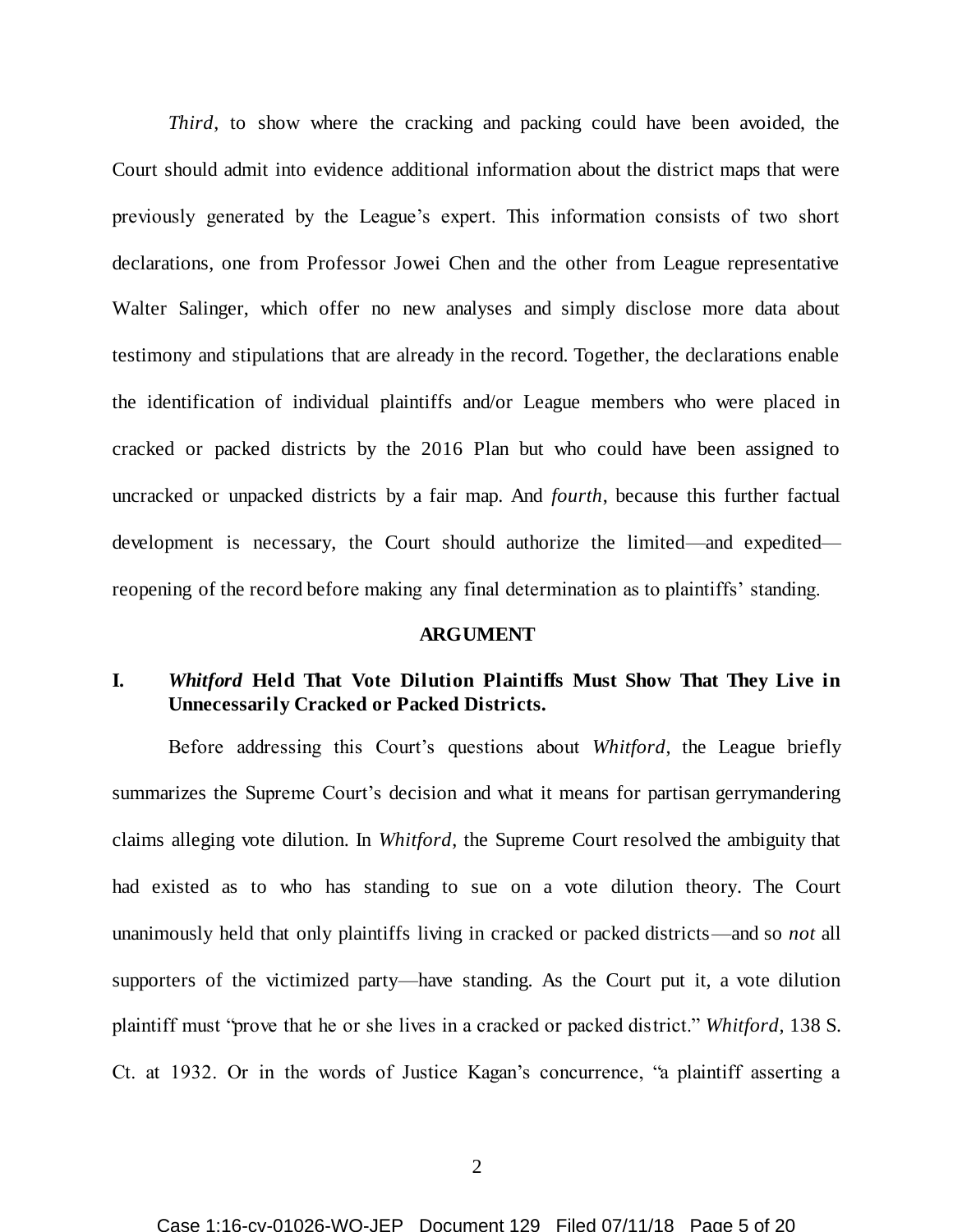*Third*, to show where the cracking and packing could have been avoided, the Court should admit into evidence additional information about the district maps that were previously generated by the League's expert. This information consists of two short declarations, one from Professor Jowei Chen and the other from League representative Walter Salinger, which offer no new analyses and simply disclose more data about testimony and stipulations that are already in the record. Together, the declarations enable the identification of individual plaintiffs and/or League members who were placed in cracked or packed districts by the 2016 Plan but who could have been assigned to uncracked or unpacked districts by a fair map. And *fourth*, because this further factual development is necessary, the Court should authorize the limited—and expedited—reopening of the record before making any final determination as to plaintiffs' standing.

## ARGUMENT

### I. *Whitford* Held That Vote Dilution Plaintiffs Must Show That They Live in Unnecessarily Cracked or Packed Districts.

Before addressing this Court's questions about *Whitford*, the League briefly summarizes the Supreme Court's decision and what it means for partisan gerrymandering claims alleging vote dilution. In *Whitford*, the Supreme Court resolved the ambiguity that had existed as to who has standing to sue on a vote dilution theory. The Court unanimously held that only plaintiffs living in cracked or packed districts—and so *not* all supporters of the victimized party—have standing. As the Court put it, a vote dilution plaintiff must "prove that he or she lives in a cracked or packed district." *Whitford*, 138 S. Ct. at 1932. Or in the words of Justice Kagan's concurrence, "a plaintiff asserting a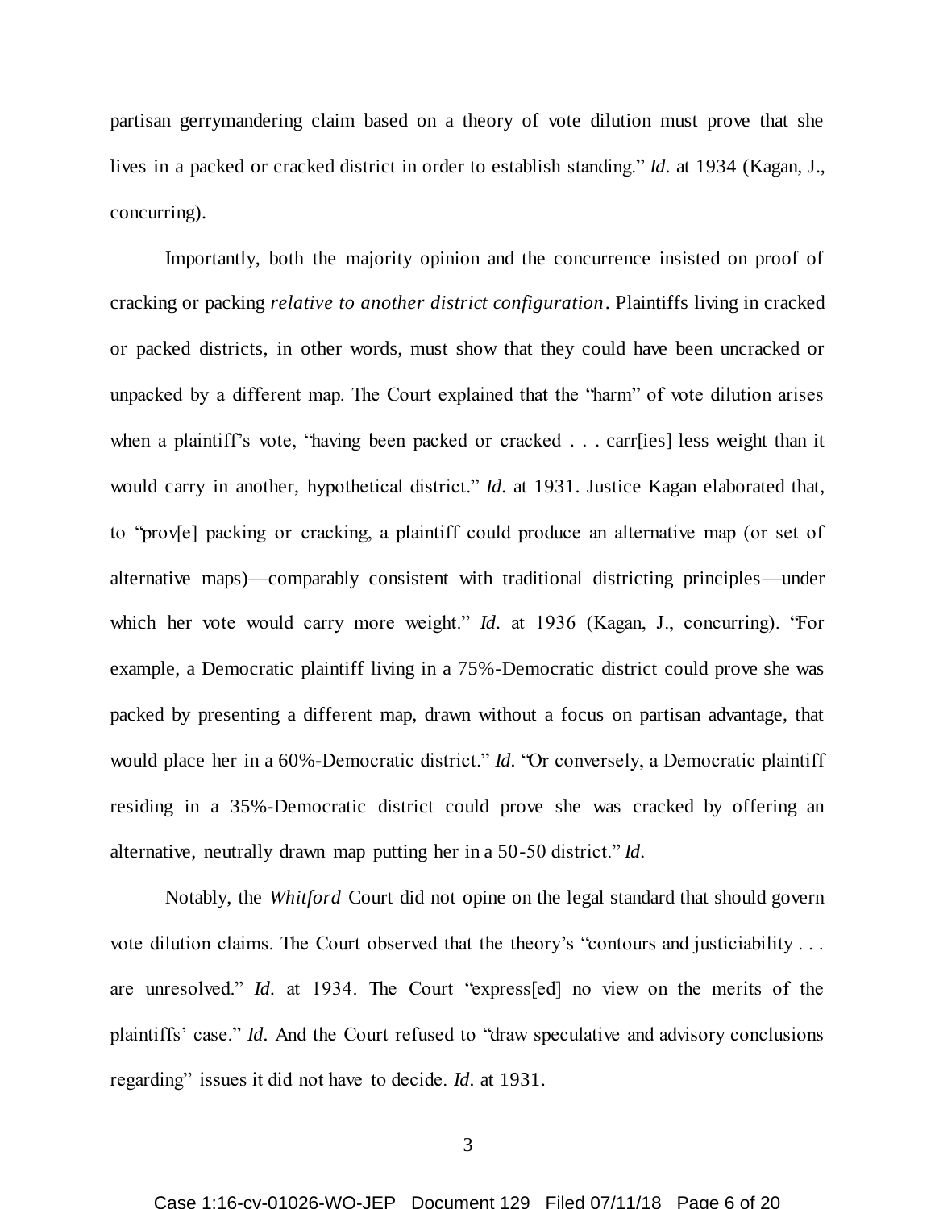partisan gerrymandering claim based on a theory of vote dilution must prove that she lives in a packed or cracked district in order to establish standing." *Id.* at 1934 (Kagan, J., concurring).

Importantly, both the majority opinion and the concurrence insisted on proof of cracking or packing *relative to another district configuration*. Plaintiffs living in cracked or packed districts, in other words, must show that they could have been uncracked or unpacked by a different map. The Court explained that the "harm" of vote dilution arises when a plaintiff's vote, "having been packed or cracked . . . carr[ies] less weight than it would carry in another, hypothetical district." *Id.* at 1931. Justice Kagan elaborated that, to "prov[e] packing or cracking, a plaintiff could produce an alternative map (or set of alternative maps)—comparably consistent with traditional districting principles—under which her vote would carry more weight." *Id.* at 1936 (Kagan, J., concurring). "For example, a Democratic plaintiff living in a 75%-Democratic district could prove she was packed by presenting a different map, drawn without a focus on partisan advantage, that would place her in a 60%-Democratic district." *Id.* "Or conversely, a Democratic plaintiff residing in a 35%-Democratic district could prove she was cracked by offering an alternative, neutrally drawn map putting her in a 50-50 district." *Id.*

Notably, the *Whitford* Court did not opine on the legal standard that should govern vote dilution claims. The Court observed that the theory's "contours and justiciability . . . are unresolved." *Id.* at 1934. The Court "express[ed] no view on the merits of the plaintiffs' case." *Id.* And the Court refused to "draw speculative and advisory conclusions regarding" issues it did not have to decide. *Id.* at 1931.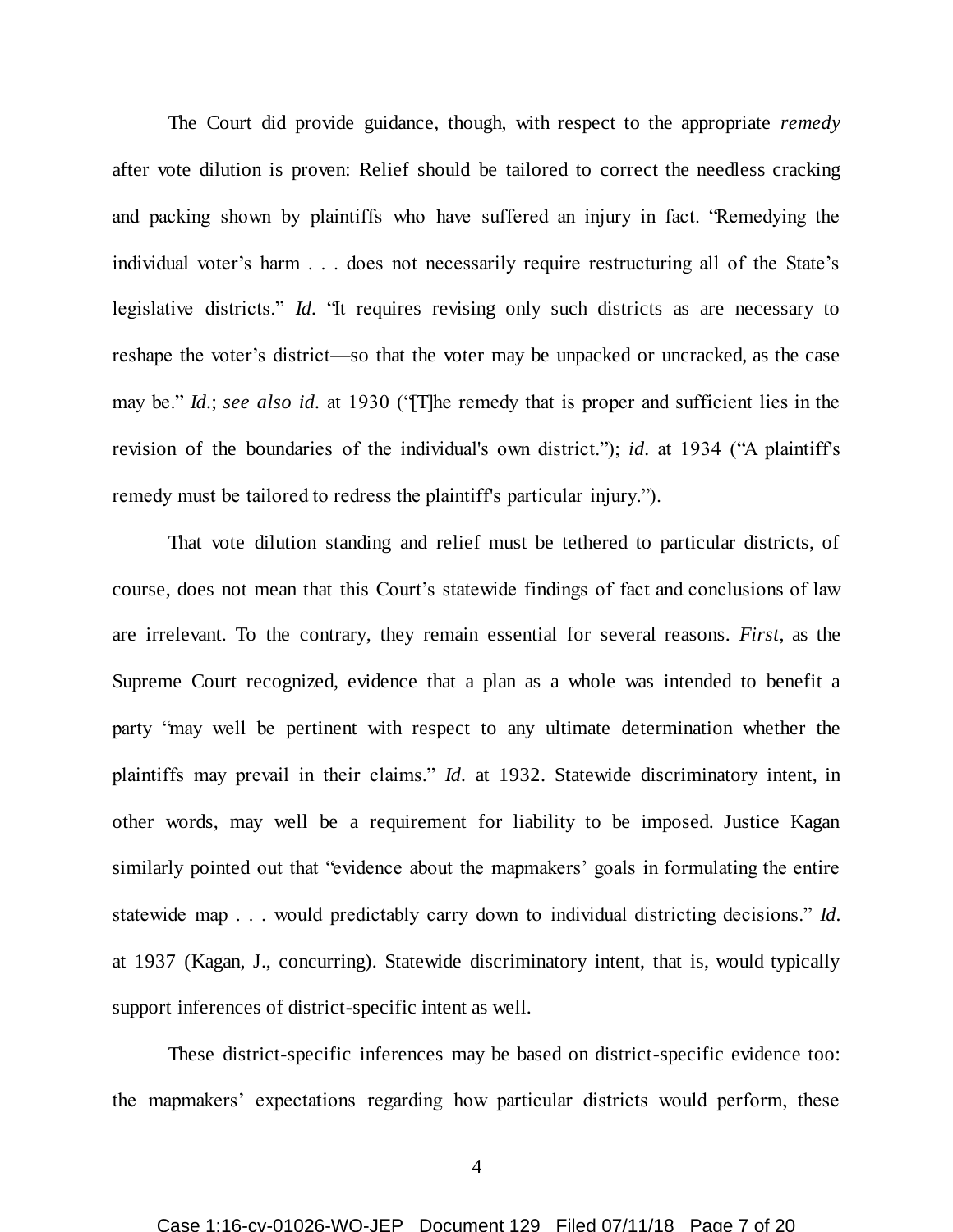The Court did provide guidance, though, with respect to the appropriate *remedy* after vote dilution is proven: Relief should be tailored to correct the needless cracking and packing shown by plaintiffs who have suffered an injury in fact. "Remedying the individual voter's harm . . . does not necessarily require restructuring all of the State's legislative districts." *Id.* "It requires revising only such districts as are necessary to reshape the voter's district—so that the voter may be unpacked or uncracked, as the case may be." *Id.*; *see also id.* at 1930 ("[T]he remedy that is proper and sufficient lies in the revision of the boundaries of the individual's own district."); *id.* at 1934 ("A plaintiff's remedy must be tailored to redress the plaintiff's particular injury.").

That vote dilution standing and relief must be tethered to particular districts, of course, does not mean that this Court's statewide findings of fact and conclusions of law are irrelevant. To the contrary, they remain essential for several reasons. *First*, as the Supreme Court recognized, evidence that a plan as a whole was intended to benefit a party "may well be pertinent with respect to any ultimate determination whether the plaintiffs may prevail in their claims." *Id.* at 1932. Statewide discriminatory intent, in other words, may well be a requirement for liability to be imposed. Justice Kagan similarly pointed out that "evidence about the mapmakers' goals in formulating the entire statewide map . . . would predictably carry down to individual districting decisions." *Id.* at 1937 (Kagan, J., concurring). Statewide discriminatory intent, that is, would typically support inferences of district-specific intent as well.

These district-specific inferences may be based on district-specific evidence too: the mapmakers' expectations regarding how particular districts would perform, these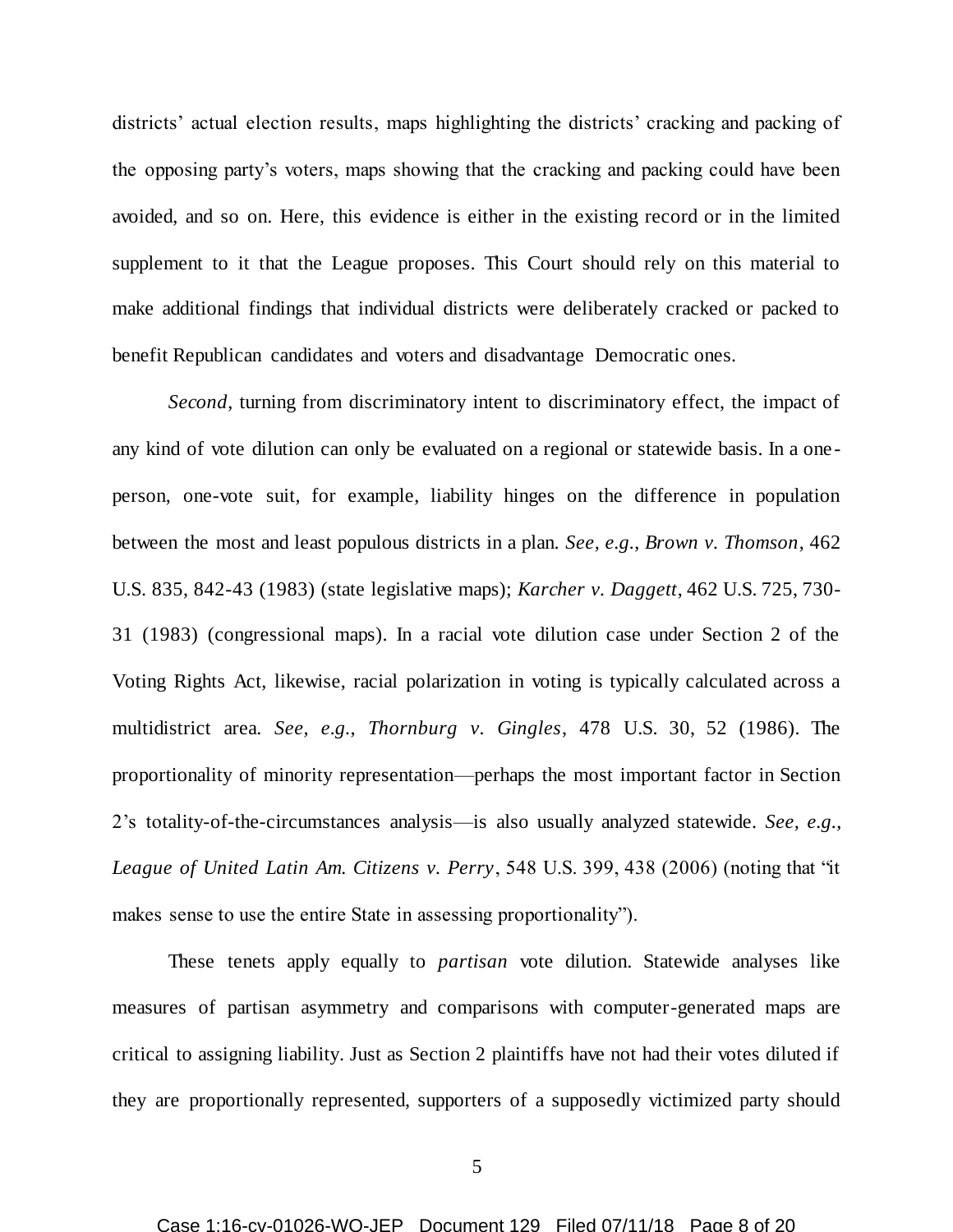districts' actual election results, maps highlighting the districts' cracking and packing of the opposing party's voters, maps showing that the cracking and packing could have been avoided, and so on. Here, this evidence is either in the existing record or in the limited supplement to it that the League proposes. This Court should rely on this material to make additional findings that individual districts were deliberately cracked or packed to benefit Republican candidates and voters and disadvantage Democratic ones.

*Second*, turning from discriminatory intent to discriminatory effect, the impact of any kind of vote dilution can only be evaluated on a regional or statewide basis. In a one-person, one-vote suit, for example, liability hinges on the difference in population between the most and least populous districts in a plan. *See, e.g.*, *Brown v. Thomson*, 462 U.S. 835, 842-43 (1983) (state legislative maps); *Karcher v. Daggett*, 462 U.S. 725, 730-31 (1983) (congressional maps). In a racial vote dilution case under Section 2 of the Voting Rights Act, likewise, racial polarization in voting is typically calculated across a multidistrict area. *See, e.g.*, *Thornburg v. Gingles*, 478 U.S. 30, 52 (1986). The proportionality of minority representation—perhaps the most important factor in Section 2's totality-of-the-circumstances analysis—is also usually analyzed statewide. *See, e.g.*, *League of United Latin Am. Citizens v. Perry*, 548 U.S. 399, 438 (2006) (noting that "it makes sense to use the entire State in assessing proportionality").

These tenets apply equally to *partisan* vote dilution. Statewide analyses like measures of partisan asymmetry and comparisons with computer-generated maps are critical to assigning liability. Just as Section 2 plaintiffs have not had their votes diluted if they are proportionally represented, supporters of a supposedly victimized party should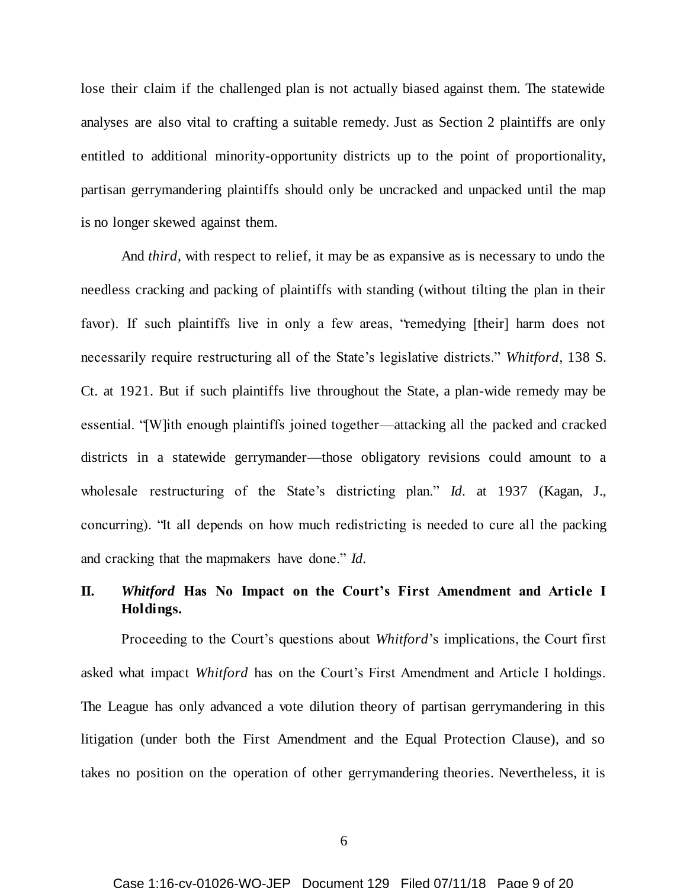lose their claim if the challenged plan is not actually biased against them. The statewide analyses are also vital to crafting a suitable remedy. Just as Section 2 plaintiffs are only entitled to additional minority-opportunity districts up to the point of proportionality, partisan gerrymandering plaintiffs should only be uncracked and unpacked until the map is no longer skewed against them.

And *third*, with respect to relief, it may be as expansive as is necessary to undo the needless cracking and packing of plaintiffs with standing (without tilting the plan in their favor). If such plaintiffs live in only a few areas, "remedying [their] harm does not necessarily require restructuring all of the State's legislative districts." *Whitford*, 138 S. Ct. at 1921. But if such plaintiffs live throughout the State, a plan-wide remedy may be essential. "[W]ith enough plaintiffs joined together—attacking all the packed and cracked districts in a statewide gerrymander—those obligatory revisions could amount to a wholesale restructuring of the State's districting plan." *Id.* at 1937 (Kagan, J., concurring). "It all depends on how much redistricting is needed to cure all the packing and cracking that the mapmakers have done." *Id.*

## II. *Whitford* Has No Impact on the Court's First Amendment and Article I Holdings.

Proceeding to the Court's questions about *Whitford*'s implications, the Court first asked what impact *Whitford* has on the Court's First Amendment and Article I holdings. The League has only advanced a vote dilution theory of partisan gerrymandering in this litigation (under both the First Amendment and the Equal Protection Clause), and so takes no position on the operation of other gerrymandering theories. Nevertheless, it is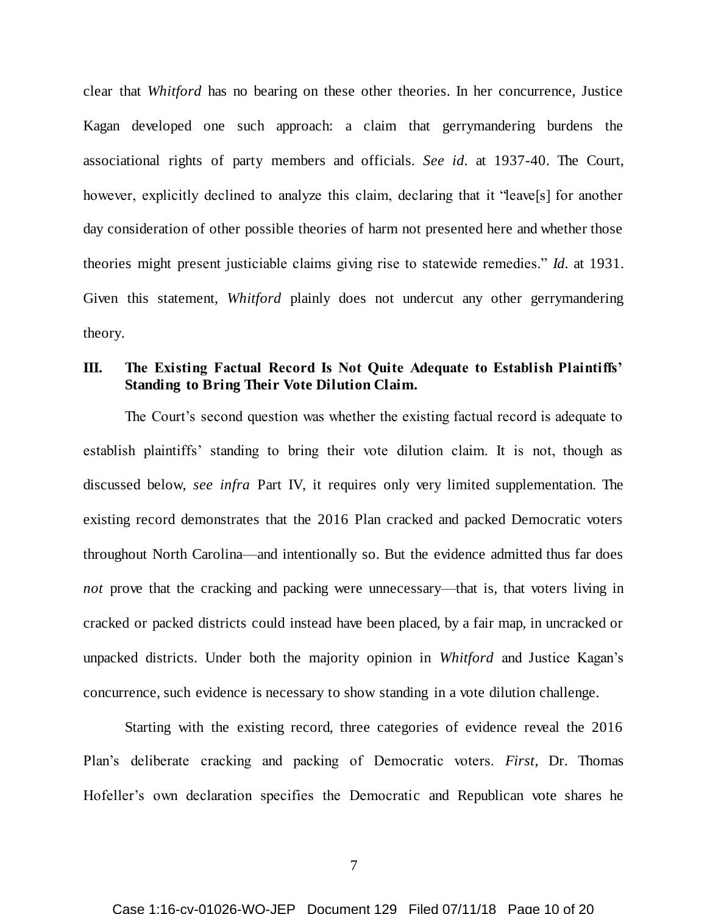clear that *Whitford* has no bearing on these other theories. In her concurrence, Justice Kagan developed one such approach: a claim that gerrymandering burdens the associational rights of party members and officials. *See id.* at 1937-40. The Court, however, explicitly declined to analyze this claim, declaring that it "leave[s] for another day consideration of other possible theories of harm not presented here and whether those theories might present justiciable claims giving rise to statewide remedies." *Id.* at 1931. Given this statement, *Whitford* plainly does not undercut any other gerrymandering theory.

## III. The Existing Factual Record Is Not Quite Adequate to Establish Plaintiffs' Standing to Bring Their Vote Dilution Claim.

The Court's second question was whether the existing factual record is adequate to establish plaintiffs' standing to bring their vote dilution claim. It is not, though as discussed below, *see infra* Part IV, it requires only very limited supplementation. The existing record demonstrates that the 2016 Plan cracked and packed Democratic voters throughout North Carolina—and intentionally so. But the evidence admitted thus far does *not* prove that the cracking and packing were unnecessary—that is, that voters living in cracked or packed districts could instead have been placed, by a fair map, in uncracked or unpacked districts. Under both the majority opinion in *Whitford* and Justice Kagan's concurrence, such evidence is necessary to show standing in a vote dilution challenge.

Starting with the existing record, three categories of evidence reveal the 2016 Plan's deliberate cracking and packing of Democratic voters. *First*, Dr. Thomas Hofeller's own declaration specifies the Democratic and Republican vote shares he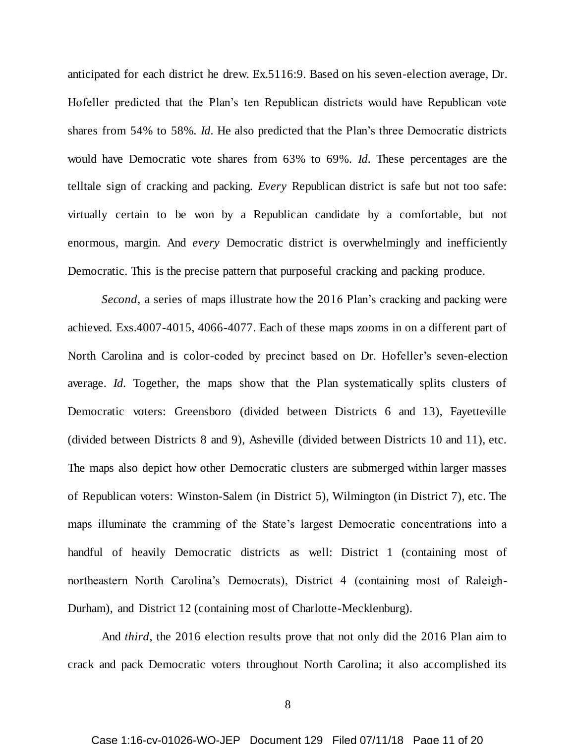anticipated for each district he drew. Ex.5116:9. Based on his seven-election average, Dr. Hofeller predicted that the Plan's ten Republican districts would have Republican vote shares from 54% to 58%. *Id*. He also predicted that the Plan's three Democratic districts would have Democratic vote shares from 63% to 69%. *Id*. These percentages are the telltale sign of cracking and packing. *Every* Republican district is safe but not too safe: virtually certain to be won by a Republican candidate by a comfortable, but not enormous, margin. And *every* Democratic district is overwhelmingly and inefficiently Democratic. This is the precise pattern that purposeful cracking and packing produce.

*Second*, a series of maps illustrate how the 2016 Plan's cracking and packing were achieved. Exs.4007-4015, 4066-4077. Each of these maps zooms in on a different part of North Carolina and is color-coded by precinct based on Dr. Hofeller's seven-election average. *Id*. Together, the maps show that the Plan systematically splits clusters of Democratic voters: Greensboro (divided between Districts 6 and 13), Fayetteville (divided between Districts 8 and 9), Asheville (divided between Districts 10 and 11), etc. The maps also depict how other Democratic clusters are submerged within larger masses of Republican voters: Winston-Salem (in District 5), Wilmington (in District 7), etc. The maps illuminate the cramming of the State's largest Democratic concentrations into a handful of heavily Democratic districts as well: District 1 (containing most of northeastern North Carolina's Democrats), District 4 (containing most of Raleigh-Durham), and District 12 (containing most of Charlotte-Mecklenburg).

And *third*, the 2016 election results prove that not only did the 2016 Plan aim to crack and pack Democratic voters throughout North Carolina; it also accomplished its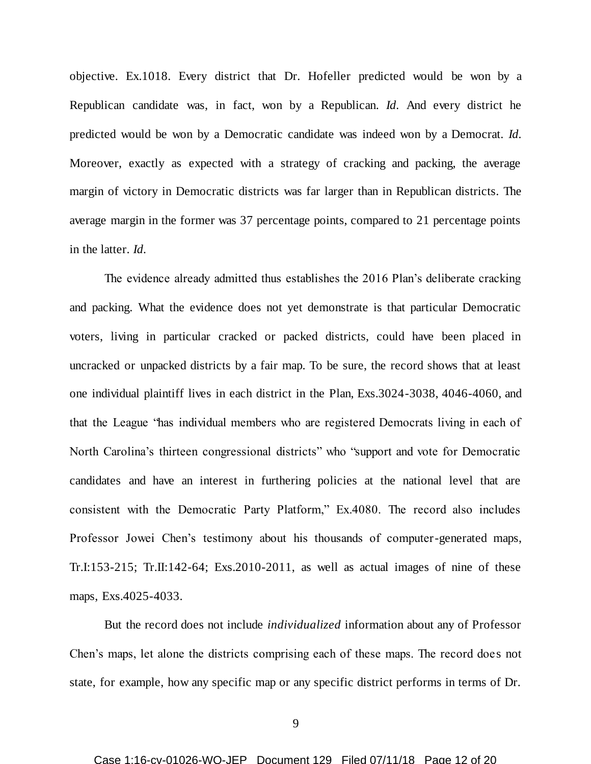objective. Ex.1018. Every district that Dr. Hofeller predicted would be won by a Republican candidate was, in fact, won by a Republican. *Id*. And every district he predicted would be won by a Democratic candidate was indeed won by a Democrat. *Id*. Moreover, exactly as expected with a strategy of cracking and packing, the average margin of victory in Democratic districts was far larger than in Republican districts. The average margin in the former was 37 percentage points, compared to 21 percentage points in the latter. *Id*.

The evidence already admitted thus establishes the 2016 Plan's deliberate cracking and packing. What the evidence does not yet demonstrate is that particular Democratic voters, living in particular cracked or packed districts, could have been placed in uncracked or unpacked districts by a fair map. To be sure, the record shows that at least one individual plaintiff lives in each district in the Plan, Exs.3024-3038, 4046-4060, and that the League "has individual members who are registered Democrats living in each of North Carolina's thirteen congressional districts" who "support and vote for Democratic candidates and have an interest in furthering policies at the national level that are consistent with the Democratic Party Platform," Ex.4080. The record also includes Professor Jowei Chen's testimony about his thousands of computer-generated maps, Tr.I:153-215; Tr.II:142-64; Exs.2010-2011, as well as actual images of nine of these maps, Exs.4025-4033.

But the record does not include *individualized* information about any of Professor Chen's maps, let alone the districts comprising each of these maps. The record does not state, for example, how any specific map or any specific district performs in terms of Dr.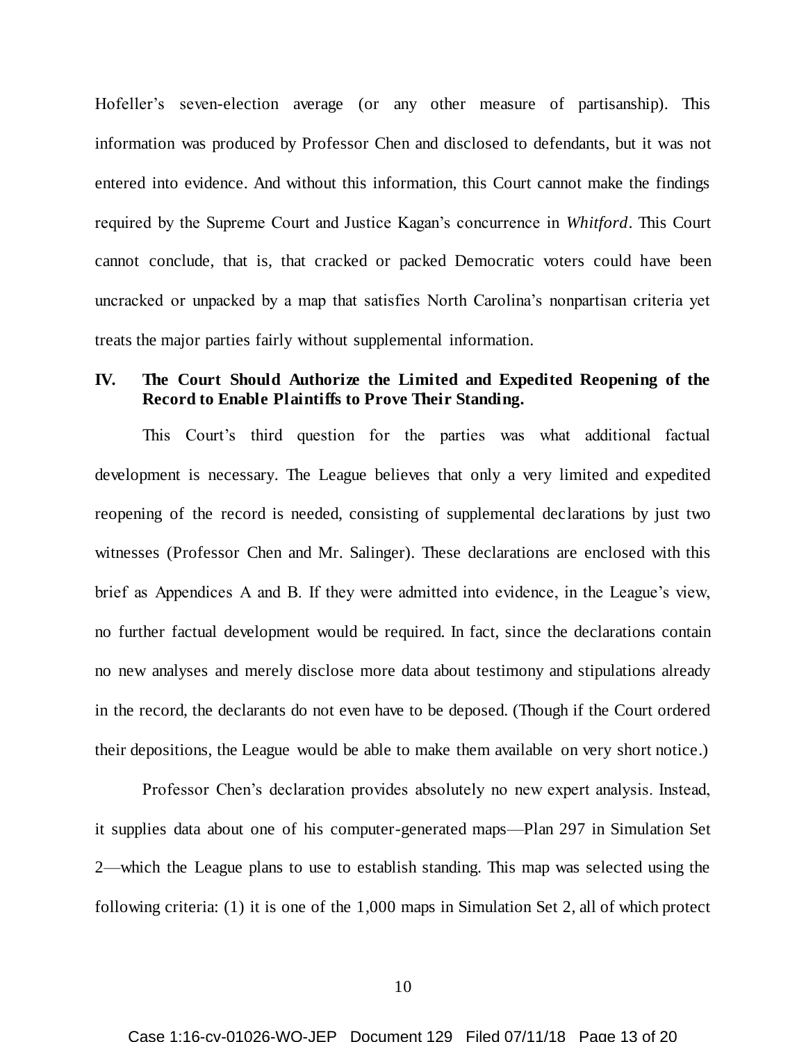Hofeller's seven-election average (or any other measure of partisanship). This information was produced by Professor Chen and disclosed to defendants, but it was not entered into evidence. And without this information, this Court cannot make the findings required by the Supreme Court and Justice Kagan's concurrence in *Whitford*. This Court cannot conclude, that is, that cracked or packed Democratic voters could have been uncracked or unpacked by a map that satisfies North Carolina's nonpartisan criteria yet treats the major parties fairly without supplemental information.

## IV. The Court Should Authorize the Limited and Expedited Reopening of the Record to Enable Plaintiffs to Prove Their Standing.

This Court's third question for the parties was what additional factual development is necessary. The League believes that only a very limited and expedited reopening of the record is needed, consisting of supplemental declarations by just two witnesses (Professor Chen and Mr. Salinger). These declarations are enclosed with this brief as Appendices A and B. If they were admitted into evidence, in the League's view, no further factual development would be required. In fact, since the declarations contain no new analyses and merely disclose more data about testimony and stipulations already in the record, the declarants do not even have to be deposed. (Though if the Court ordered their depositions, the League would be able to make them available on very short notice.)

Professor Chen's declaration provides absolutely no new expert analysis. Instead, it supplies data about one of his computer-generated maps—Plan 297 in Simulation Set 2—which the League plans to use to establish standing. This map was selected using the following criteria: (1) it is one of the 1,000 maps in Simulation Set 2, all of which protect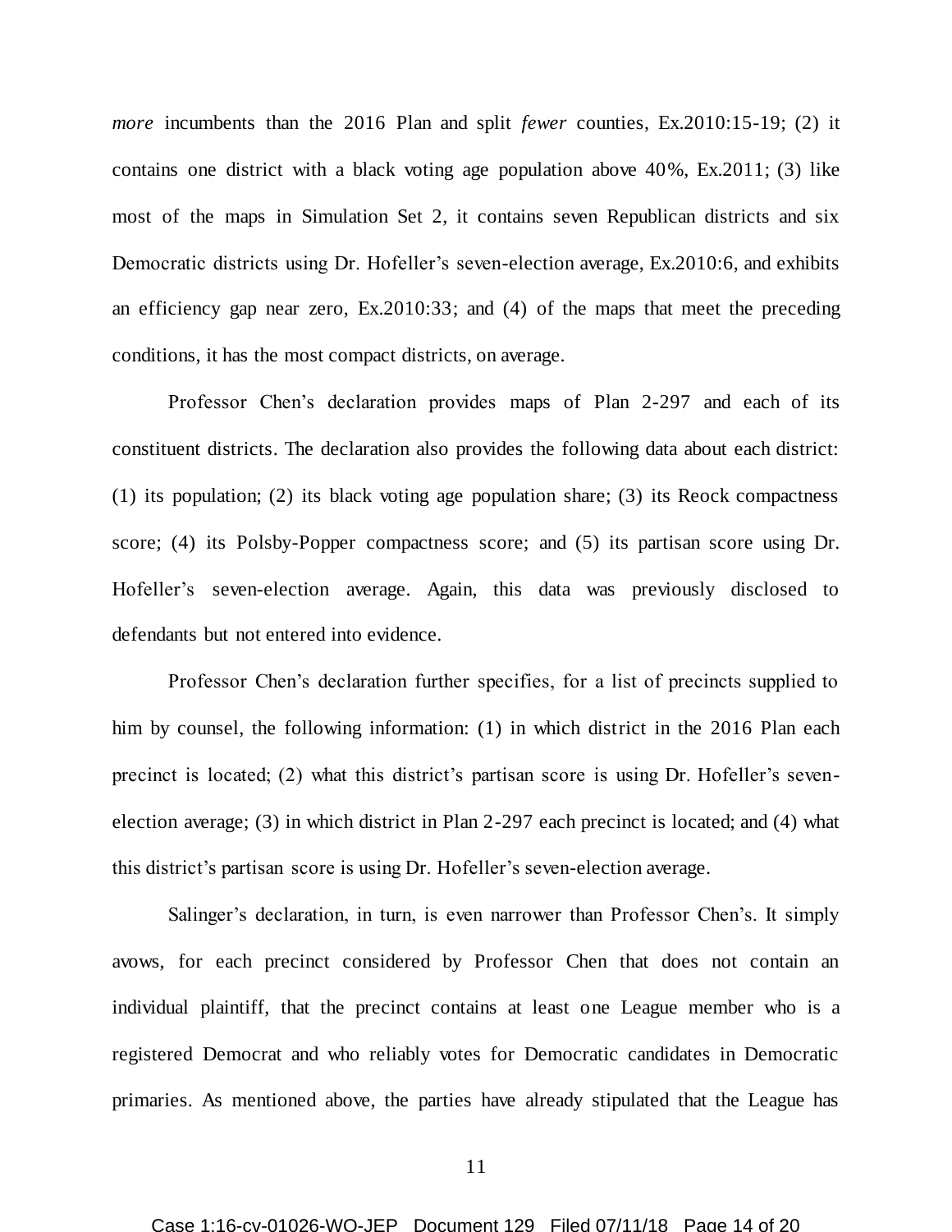*more* incumbents than the 2016 Plan and split *fewer* counties, Ex.2010:15-19; (2) it contains one district with a black voting age population above 40%, Ex.2011; (3) like most of the maps in Simulation Set 2, it contains seven Republican districts and six Democratic districts using Dr. Hofeller's seven-election average, Ex.2010:6, and exhibits an efficiency gap near zero, Ex.2010:33; and (4) of the maps that meet the preceding conditions, it has the most compact districts, on average.

Professor Chen's declaration provides maps of Plan 2-297 and each of its constituent districts. The declaration also provides the following data about each district: (1) its population; (2) its black voting age population share; (3) its Reock compactness score; (4) its Polsby-Popper compactness score; and (5) its partisan score using Dr. Hofeller's seven-election average. Again, this data was previously disclosed to defendants but not entered into evidence.

Professor Chen's declaration further specifies, for a list of precincts supplied to him by counsel, the following information: (1) in which district in the 2016 Plan each precinct is located; (2) what this district's partisan score is using Dr. Hofeller's seven-election average; (3) in which district in Plan 2-297 each precinct is located; and (4) what this district's partisan score is using Dr. Hofeller's seven-election average.

Salinger's declaration, in turn, is even narrower than Professor Chen's. It simply avows, for each precinct considered by Professor Chen that does not contain an individual plaintiff, that the precinct contains at least one League member who is a registered Democrat and who reliably votes for Democratic candidates in Democratic primaries. As mentioned above, the parties have already stipulated that the League has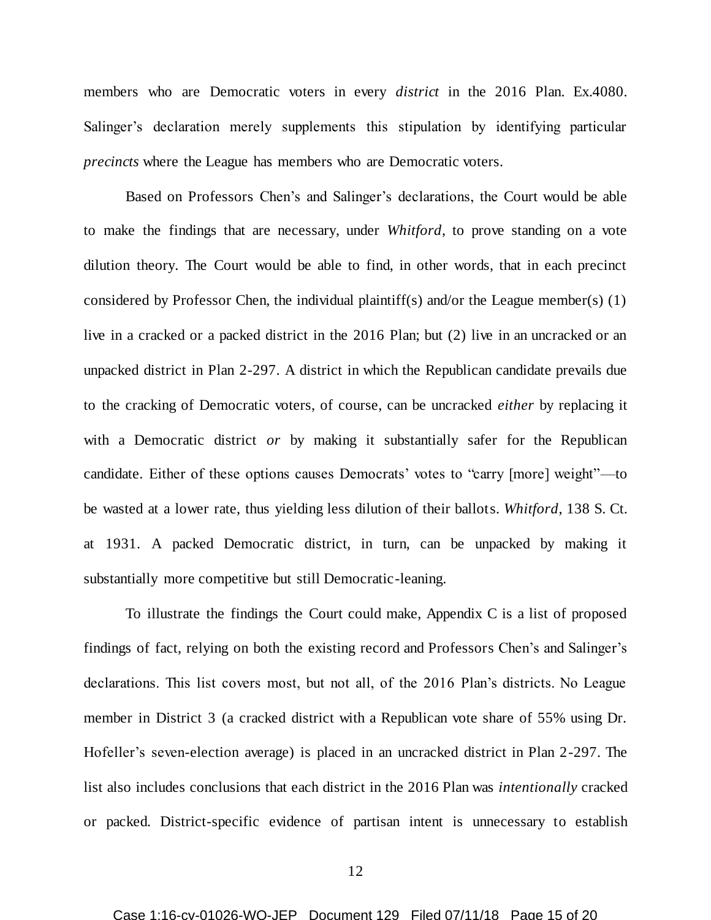members who are Democratic voters in every *district* in the 2016 Plan. Ex.4080. Salinger's declaration merely supplements this stipulation by identifying particular *precincts* where the League has members who are Democratic voters.

Based on Professors Chen's and Salinger's declarations, the Court would be able to make the findings that are necessary, under *Whitford*, to prove standing on a vote dilution theory. The Court would be able to find, in other words, that in each precinct considered by Professor Chen, the individual plaintiff(s) and/or the League member(s) (1) live in a cracked or a packed district in the 2016 Plan; but (2) live in an uncracked or an unpacked district in Plan 2-297. A district in which the Republican candidate prevails due to the cracking of Democratic voters, of course, can be uncracked *either* by replacing it with a Democratic district *or* by making it substantially safer for the Republican candidate. Either of these options causes Democrats' votes to "carry [more] weight"—to be wasted at a lower rate, thus yielding less dilution of their ballots. *Whitford*, 138 S. Ct. at 1931. A packed Democratic district, in turn, can be unpacked by making it substantially more competitive but still Democratic-leaning.

To illustrate the findings the Court could make, Appendix C is a list of proposed findings of fact, relying on both the existing record and Professors Chen's and Salinger's declarations. This list covers most, but not all, of the 2016 Plan's districts. No League member in District 3 (a cracked district with a Republican vote share of 55% using Dr. Hofeller's seven-election average) is placed in an uncracked district in Plan 2-297. The list also includes conclusions that each district in the 2016 Plan was *intentionally* cracked or packed. District-specific evidence of partisan intent is unnecessary to establish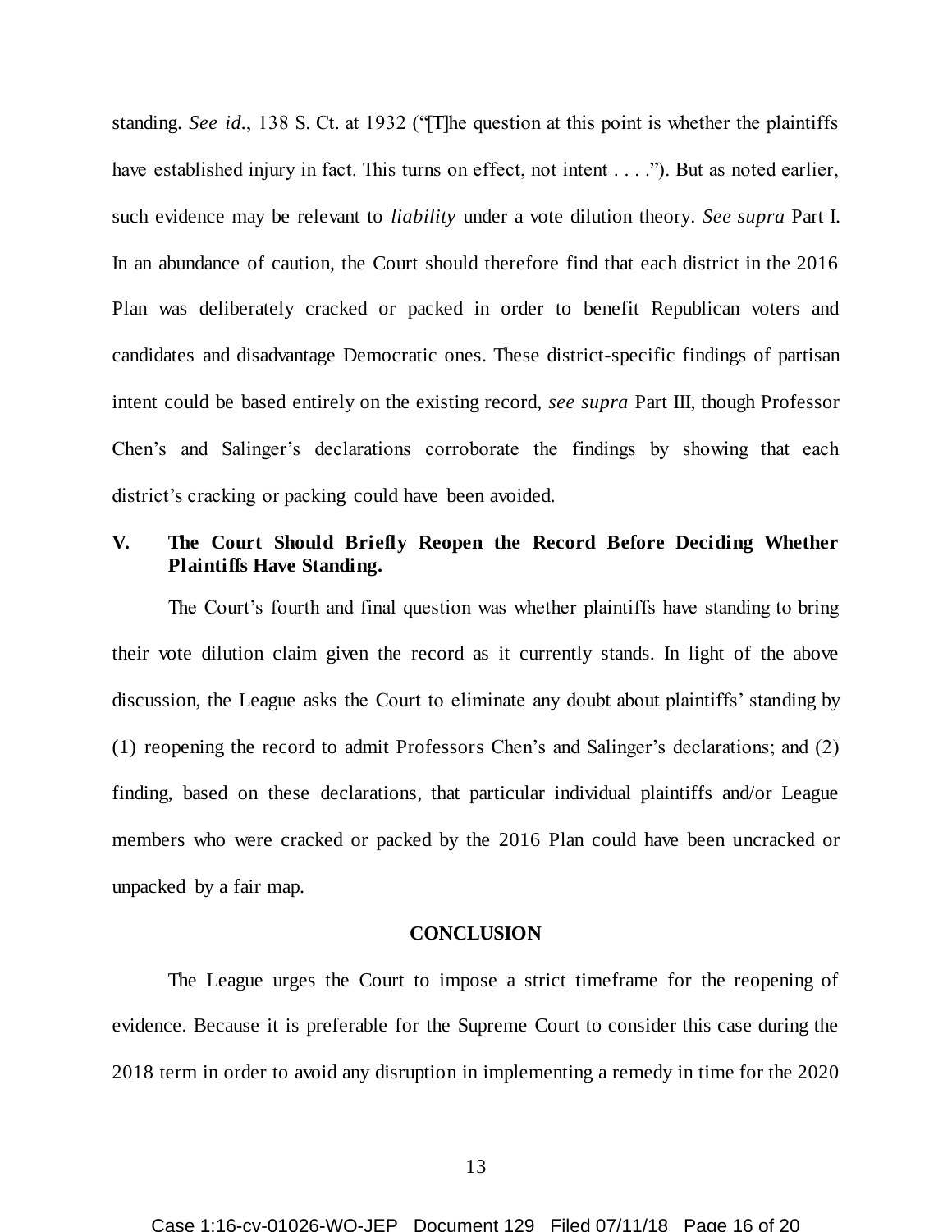standing. *See id.*, 138 S. Ct. at 1932 ("[T]he question at this point is whether the plaintiffs have established injury in fact. This turns on effect, not intent . . . ."). But as noted earlier, such evidence may be relevant to *liability* under a vote dilution theory. *See supra* Part I. In an abundance of caution, the Court should therefore find that each district in the 2016 Plan was deliberately cracked or packed in order to benefit Republican voters and candidates and disadvantage Democratic ones. These district-specific findings of partisan intent could be based entirely on the existing record, *see supra* Part III, though Professor Chen's and Salinger's declarations corroborate the findings by showing that each district's cracking or packing could have been avoided.

## V. The Court Should Briefly Reopen the Record Before Deciding Whether Plaintiffs Have Standing.

The Court's fourth and final question was whether plaintiffs have standing to bring their vote dilution claim given the record as it currently stands. In light of the above discussion, the League asks the Court to eliminate any doubt about plaintiffs' standing by (1) reopening the record to admit Professors Chen's and Salinger's declarations; and (2) finding, based on these declarations, that particular individual plaintiffs and/or League members who were cracked or packed by the 2016 Plan could have been uncracked or unpacked by a fair map.

## CONCLUSION

The League urges the Court to impose a strict timeframe for the reopening of evidence. Because it is preferable for the Supreme Court to consider this case during the 2018 term in order to avoid any disruption in implementing a remedy in time for the 2020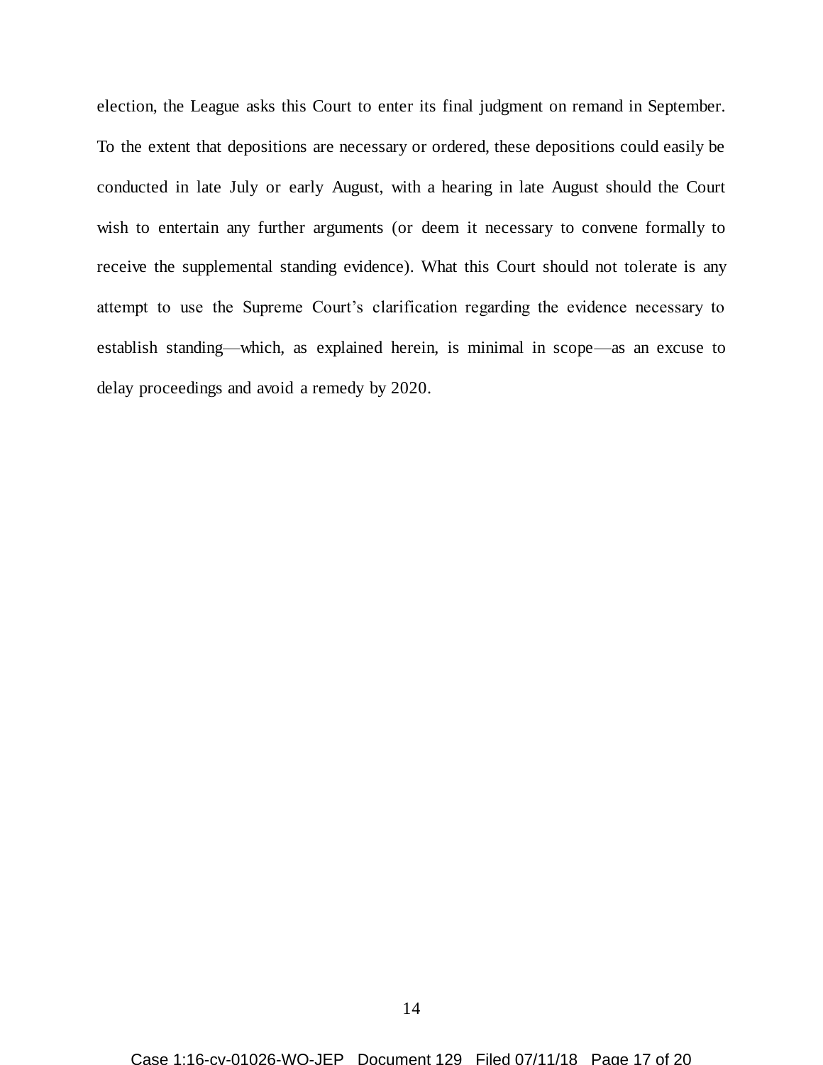election, the League asks this Court to enter its final judgment on remand in September. To the extent that depositions are necessary or ordered, these depositions could easily be conducted in late July or early August, with a hearing in late August should the Court wish to entertain any further arguments (or deem it necessary to convene formally to receive the supplemental standing evidence). What this Court should not tolerate is any attempt to use the Supreme Court's clarification regarding the evidence necessary to establish standing—which, as explained herein, is minimal in scope—as an excuse to delay proceedings and avoid a remedy by 2020.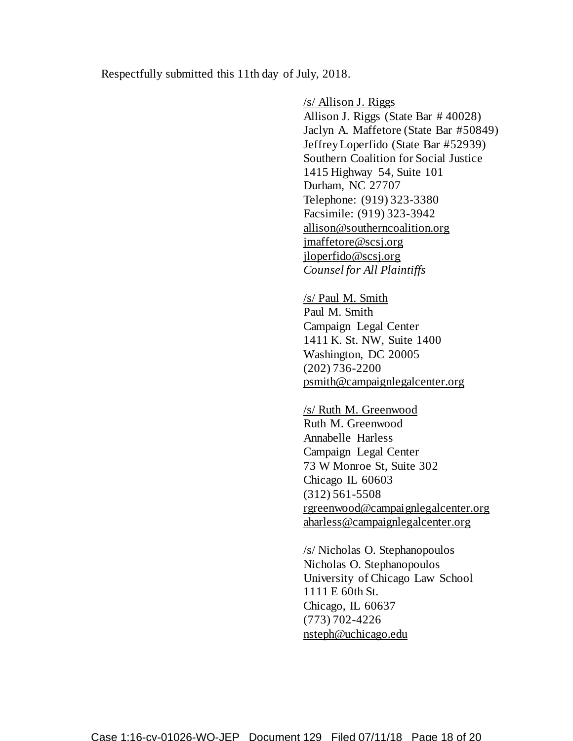Respectfully submitted this 11th day of July, 2018.

/s/ Allison J. Riggs
Allison J. Riggs (State Bar # 40028)
Jaclyn A. Maffetore (State Bar #50849)
Jeffrey Loperfido (State Bar #52939)
Southern Coalition for Social Justice
1415 Highway 54, Suite 101
Durham, NC 27707
Telephone: (919) 323-3380
Facsimile: (919) 323-3942
allison@southerncoalition.org
jmaffetore@scsj.org
jloperfido@scsj.org
*Counsel for All Plaintiffs*

/s/ Paul M. Smith
Paul M. Smith
Campaign Legal Center
1411 K. St. NW, Suite 1400
Washington, DC 20005
(202) 736-2200
psmith@campaignlegalcenter.org

/s/ Ruth M. Greenwood
Ruth M. Greenwood
Annabelle Harless
Campaign Legal Center
73 W Monroe St, Suite 302
Chicago IL 60603
(312) 561-5508
rgreenwood@campaignlegalcenter.org
aharless@campaignlegalcenter.org

/s/ Nicholas O. Stephanopoulos
Nicholas O. Stephanopoulos
University of Chicago Law School
1111 E 60th St.
Chicago, IL 60637
(773) 702-4226
nsteph@uchicago.edu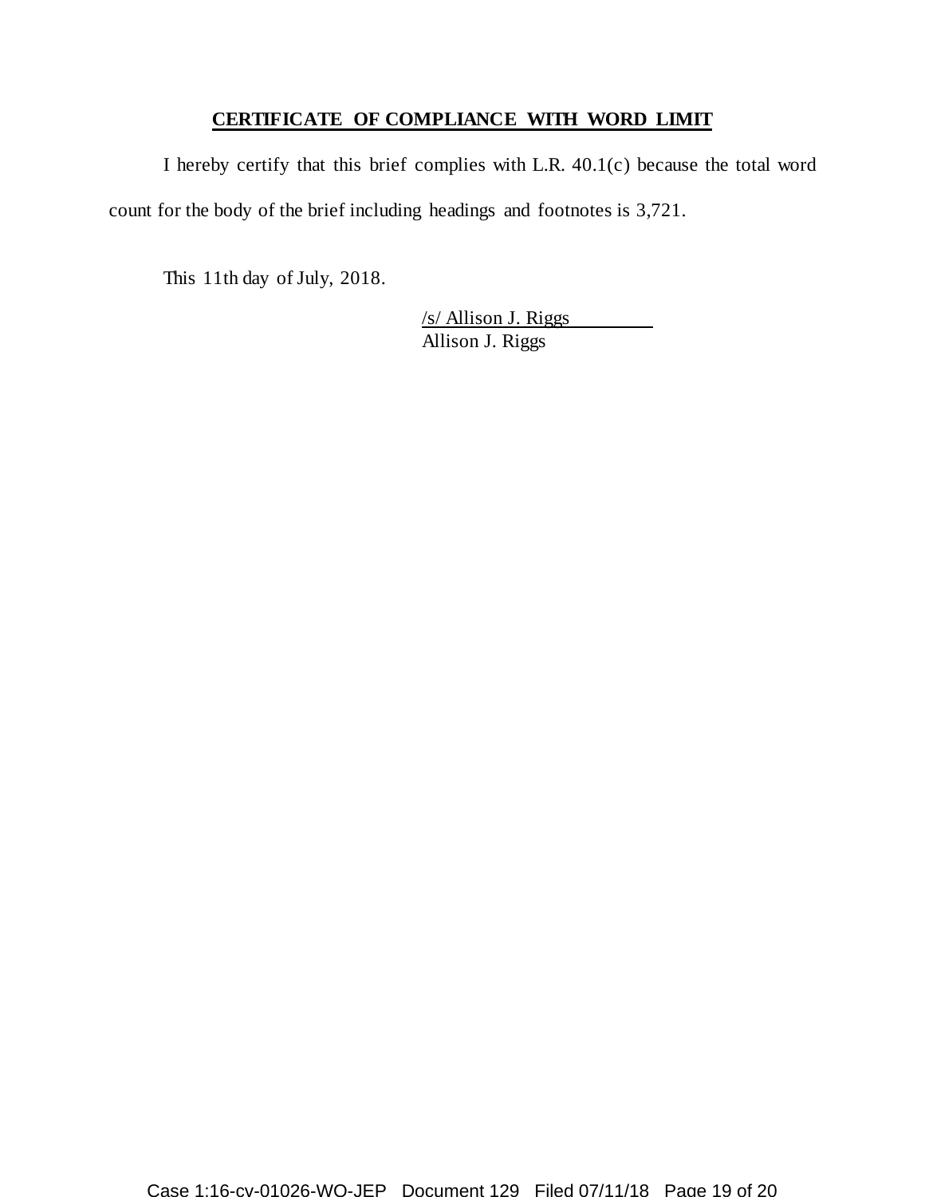**CERTIFICATE OF COMPLIANCE WITH WORD LIMIT**

I hereby certify that this brief complies with L.R. 40.1(c) because the total word count for the body of the brief including headings and footnotes is 3,721.

This 11th day of July, 2018.

/s/ Allison J. Riggs
Allison J. Riggs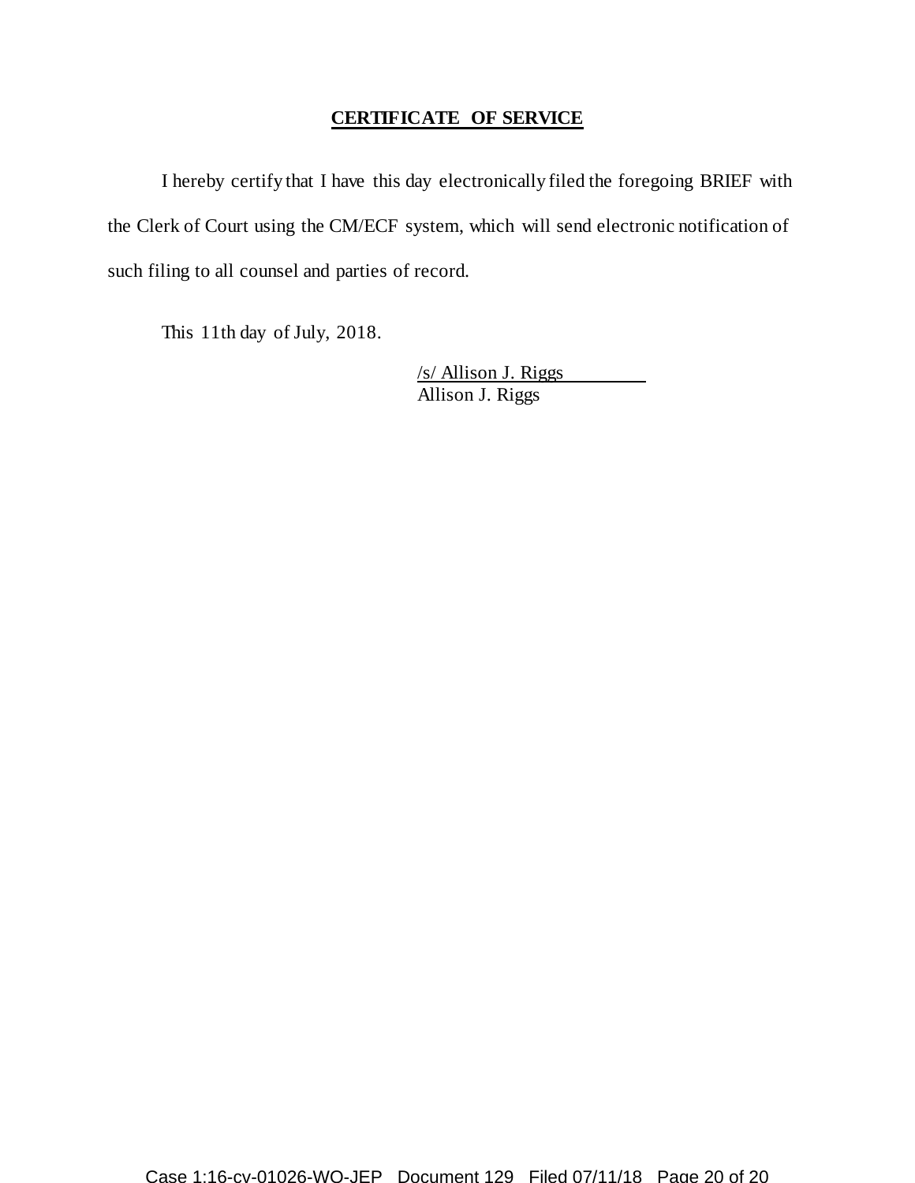**CERTIFICATE OF SERVICE**

I hereby certify that I have this day electronically filed the foregoing BRIEF with the Clerk of Court using the CM/ECF system, which will send electronic notification of such filing to all counsel and parties of record.

This 11th day of July, 2018.

/s/ Allison J. Riggs
Allison J. Riggs